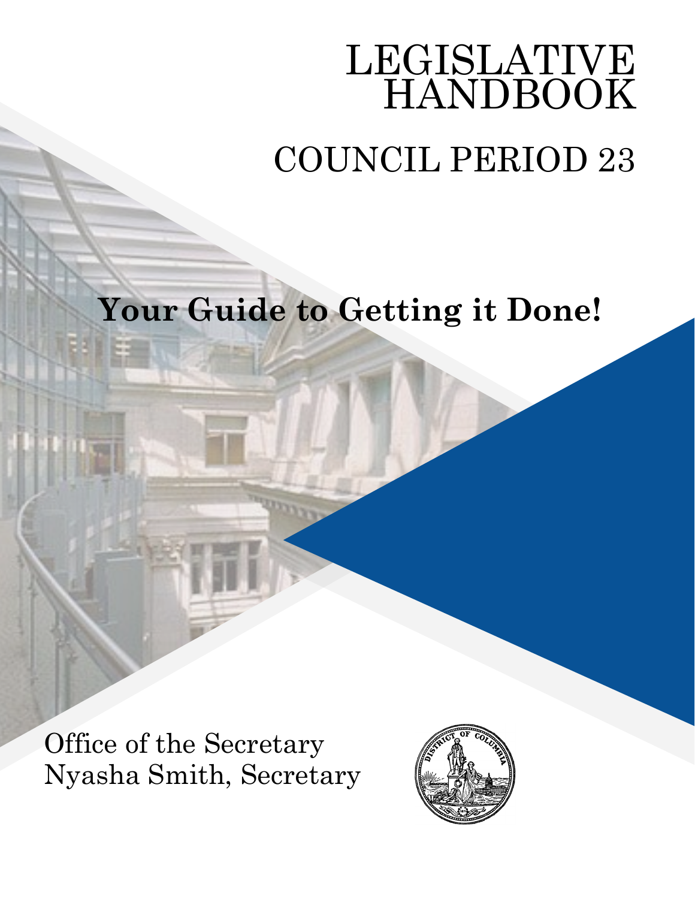# LEGISLATIVE HANDBOOK

## COUNCIL PERIOD 23

**Your Guide to Getting it Done!**

Office of the Secretary
Nyasha Smith, Secretary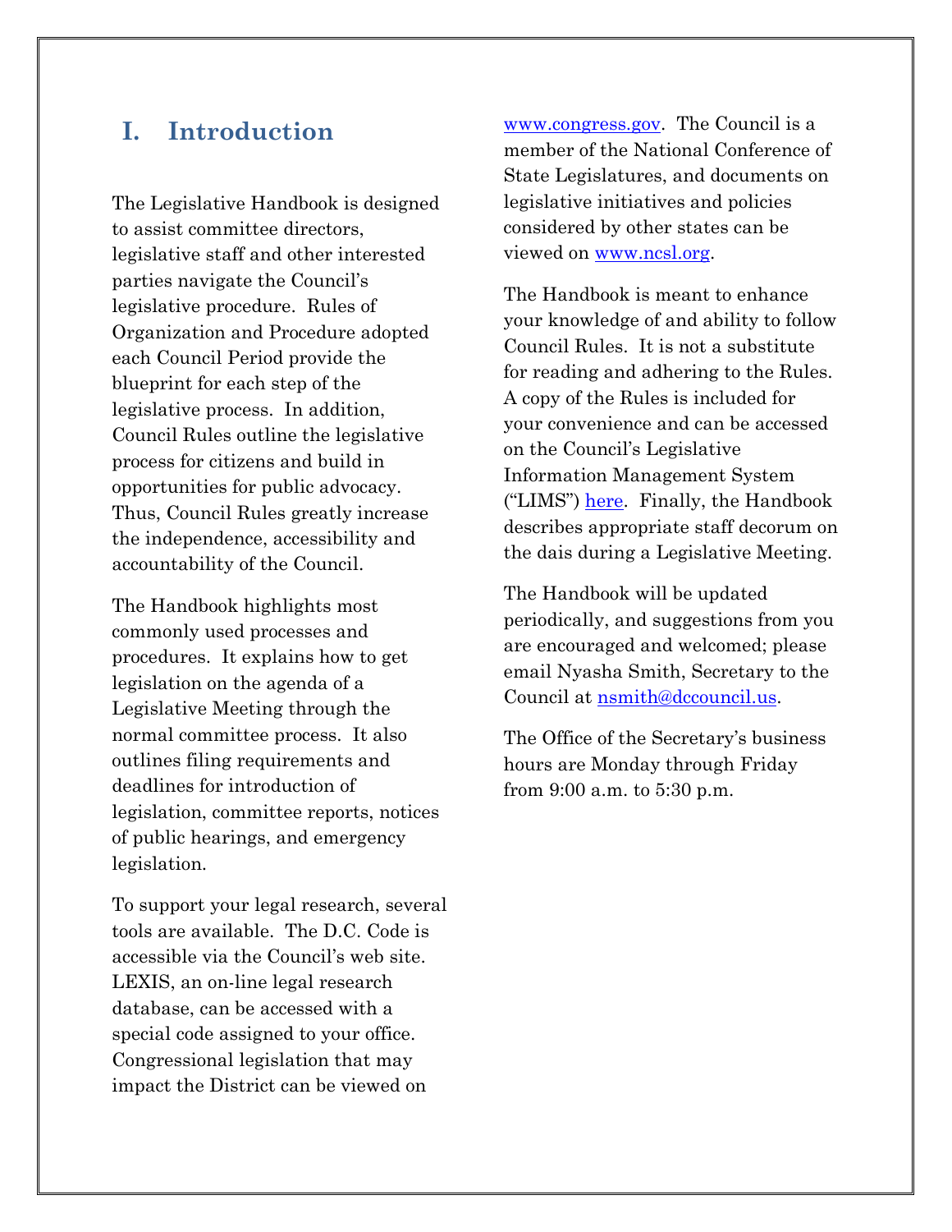# I. Introduction

The Legislative Handbook is designed to assist committee directors, legislative staff and other interested parties navigate the Council's legislative procedure. Rules of Organization and Procedure adopted each Council Period provide the blueprint for each step of the legislative process. In addition, Council Rules outline the legislative process for citizens and build in opportunities for public advocacy. Thus, Council Rules greatly increase the independence, accessibility and accountability of the Council.

The Handbook highlights most commonly used processes and procedures. It explains how to get legislation on the agenda of a Legislative Meeting through the normal committee process. It also outlines filing requirements and deadlines for introduction of legislation, committee reports, notices of public hearings, and emergency legislation.

To support your legal research, several tools are available. The D.C. Code is accessible via the Council's web site. LEXIS, an on-line legal research database, can be accessed with a special code assigned to your office. Congressional legislation that may impact the District can be viewed on www.congress.gov. The Council is a member of the National Conference of State Legislatures, and documents on legislative initiatives and policies considered by other states can be viewed on www.ncsl.org.

The Handbook is meant to enhance your knowledge of and ability to follow Council Rules. It is not a substitute for reading and adhering to the Rules. A copy of the Rules is included for your convenience and can be accessed on the Council's Legislative Information Management System ("LIMS") here. Finally, the Handbook describes appropriate staff decorum on the dais during a Legislative Meeting.

The Handbook will be updated periodically, and suggestions from you are encouraged and welcomed; please email Nyasha Smith, Secretary to the Council at nsmith@dccouncil.us.

The Office of the Secretary's business hours are Monday through Friday from 9:00 a.m. to 5:30 p.m.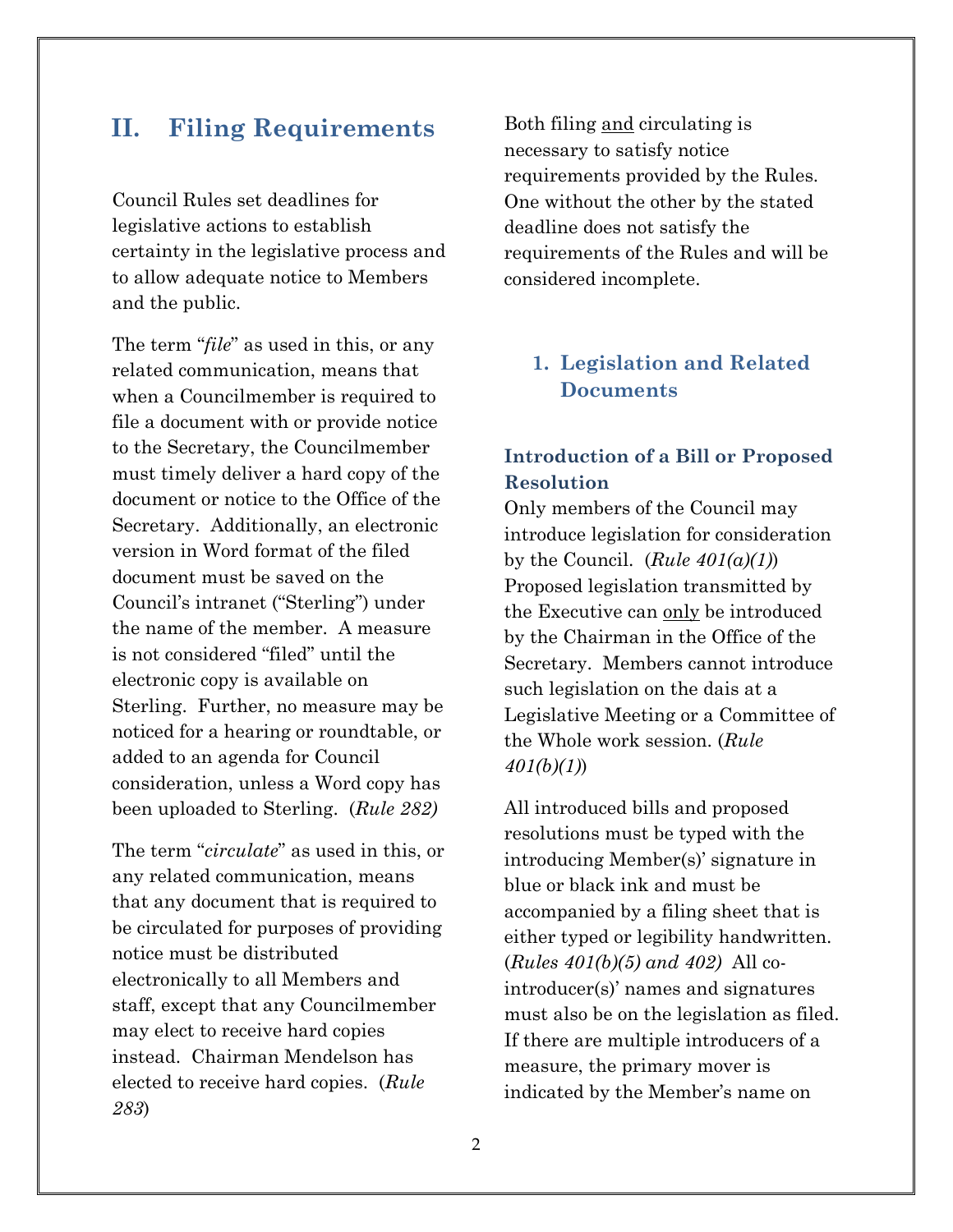## II. Filing Requirements

Council Rules set deadlines for legislative actions to establish certainty in the legislative process and to allow adequate notice to Members and the public.

The term "*file*" as used in this, or any related communication, means that when a Councilmember is required to file a document with or provide notice to the Secretary, the Councilmember must timely deliver a hard copy of the document or notice to the Office of the Secretary. Additionally, an electronic version in Word format of the filed document must be saved on the Council's intranet ("Sterling") under the name of the member. A measure is not considered "filed" until the electronic copy is available on Sterling. Further, no measure may be noticed for a hearing or roundtable, or added to an agenda for Council consideration, unless a Word copy has been uploaded to Sterling. (*Rule 282)*

The term "*circulate*" as used in this, or any related communication, means that any document that is required to be circulated for purposes of providing notice must be distributed electronically to all Members and staff, except that any Councilmember may elect to receive hard copies instead. Chairman Mendelson has elected to receive hard copies. (*Rule 283*)

Both filing <u>and</u> circulating is necessary to satisfy notice requirements provided by the Rules. One without the other by the stated deadline does not satisfy the requirements of the Rules and will be considered incomplete.

### 1. Legislation and Related Documents

#### Introduction of a Bill or Proposed Resolution

Only members of the Council may introduce legislation for consideration by the Council. (*Rule 401(a)(1)*) Proposed legislation transmitted by the Executive can <u>only</u> be introduced by the Chairman in the Office of the Secretary. Members cannot introduce such legislation on the dais at a Legislative Meeting or a Committee of the Whole work session. (*Rule 401(b)(1)*)

All introduced bills and proposed resolutions must be typed with the introducing Member(s)' signature in blue or black ink and must be accompanied by a filing sheet that is either typed or legibility handwritten. (*Rules 401(b)(5) and 402)* All co-introducer(s)' names and signatures must also be on the legislation as filed. If there are multiple introducers of a measure, the primary mover is indicated by the Member's name on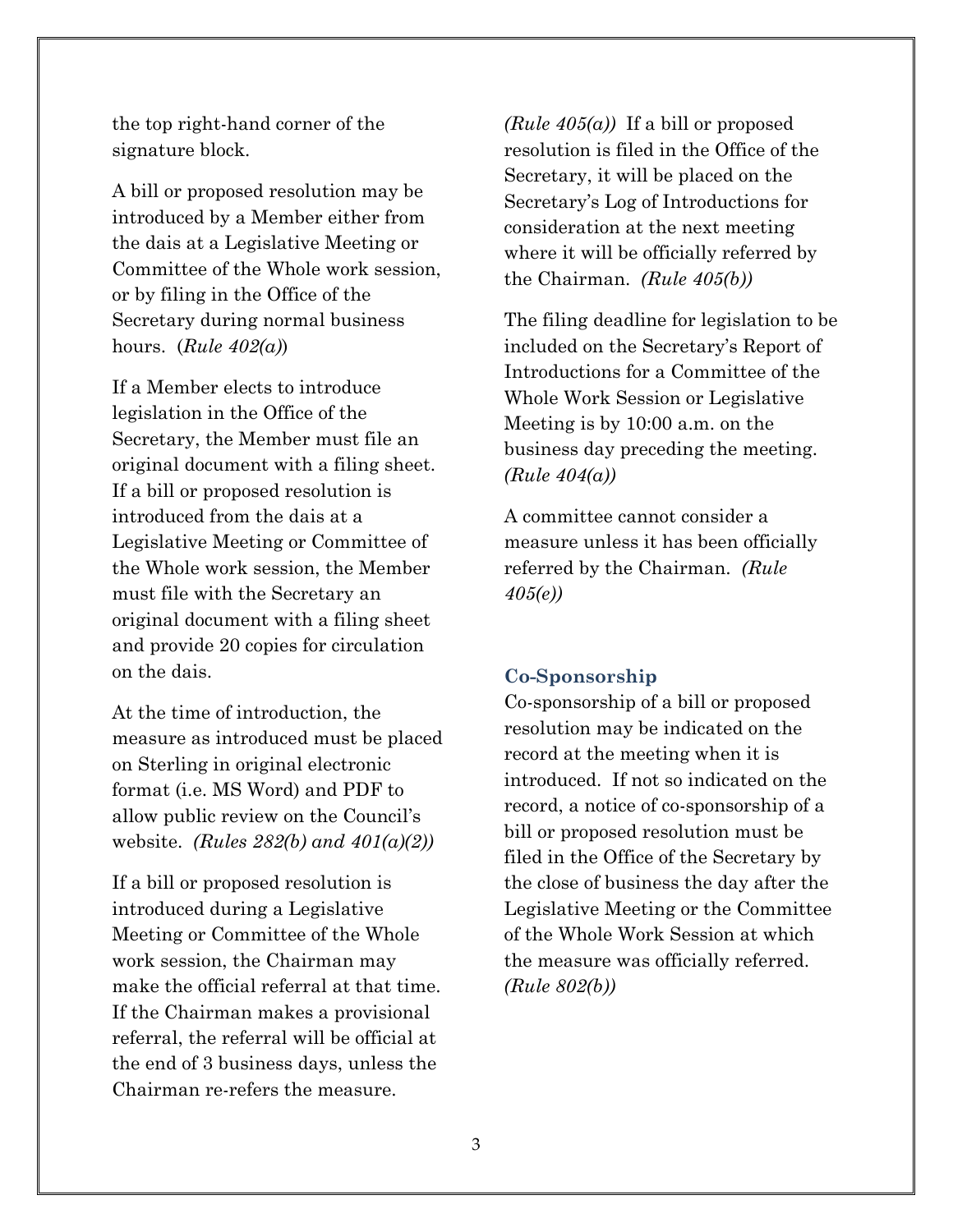the top right-hand corner of the signature block.

A bill or proposed resolution may be introduced by a Member either from the dais at a Legislative Meeting or Committee of the Whole work session, or by filing in the Office of the Secretary during normal business hours. (*Rule 402(a)*)

If a Member elects to introduce legislation in the Office of the Secretary, the Member must file an original document with a filing sheet. If a bill or proposed resolution is introduced from the dais at a Legislative Meeting or Committee of the Whole work session, the Member must file with the Secretary an original document with a filing sheet and provide 20 copies for circulation on the dais.

At the time of introduction, the measure as introduced must be placed on Sterling in original electronic format (i.e. MS Word) and PDF to allow public review on the Council's website. *(Rules 282(b) and 401(a)(2))*

If a bill or proposed resolution is introduced during a Legislative Meeting or Committee of the Whole work session, the Chairman may make the official referral at that time. If the Chairman makes a provisional referral, the referral will be official at the end of 3 business days, unless the Chairman re-refers the measure. *(Rule 405(a))* If a bill or proposed resolution is filed in the Office of the Secretary, it will be placed on the Secretary's Log of Introductions for consideration at the next meeting where it will be officially referred by the Chairman. *(Rule 405(b))*

The filing deadline for legislation to be included on the Secretary's Report of Introductions for a Committee of the Whole Work Session or Legislative Meeting is by 10:00 a.m. on the business day preceding the meeting. *(Rule 404(a))*

A committee cannot consider a measure unless it has been officially referred by the Chairman. *(Rule 405(e))*

### Co-Sponsorship

Co-sponsorship of a bill or proposed resolution may be indicated on the record at the meeting when it is introduced. If not so indicated on the record, a notice of co-sponsorship of a bill or proposed resolution must be filed in the Office of the Secretary by the close of business the day after the Legislative Meeting or the Committee of the Whole Work Session at which the measure was officially referred. *(Rule 802(b))*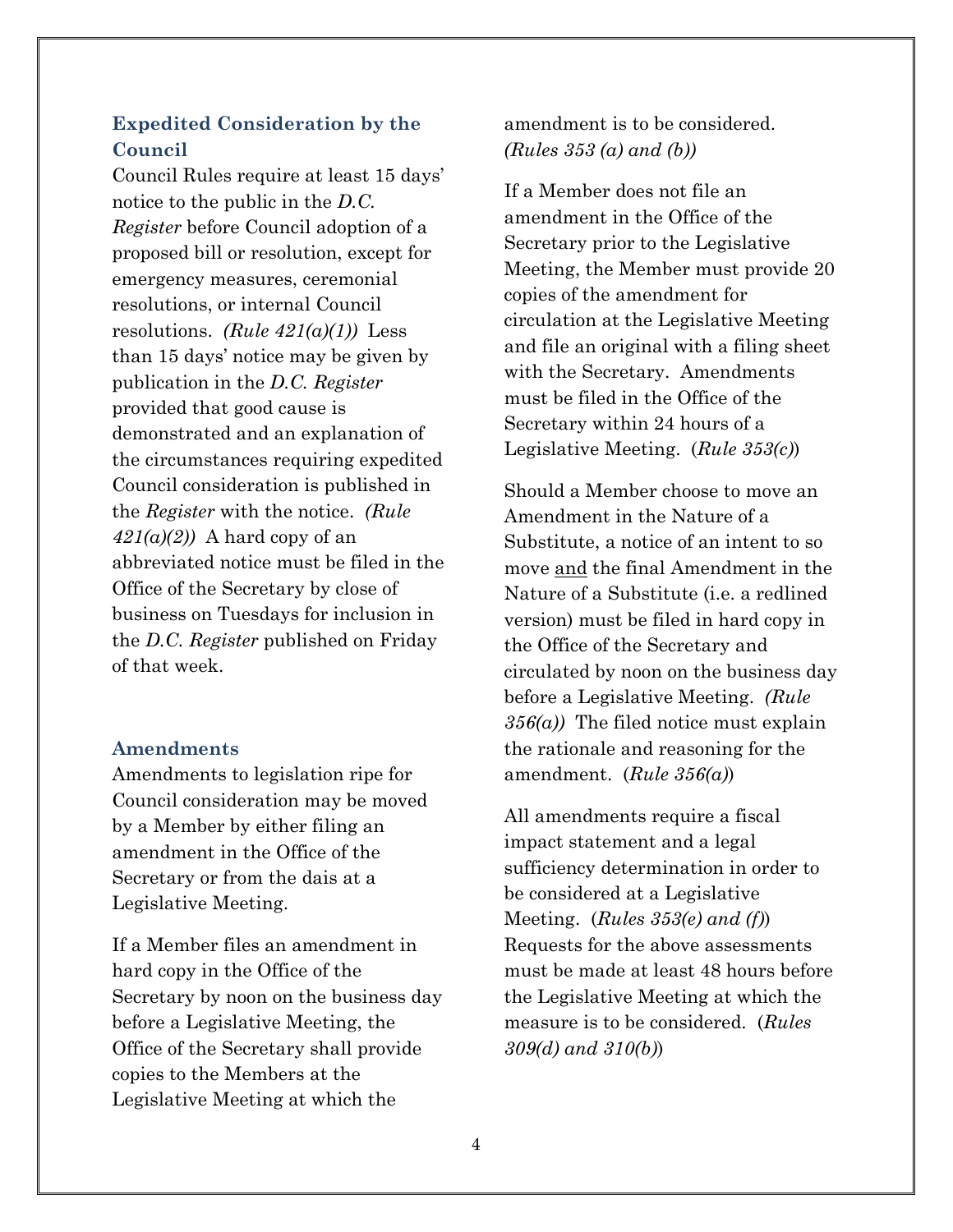## Expedited Consideration by the Council

Council Rules require at least 15 days' notice to the public in the *D.C. Register* before Council adoption of a proposed bill or resolution, except for emergency measures, ceremonial resolutions, or internal Council resolutions. *(Rule 421(a)(1))* Less than 15 days' notice may be given by publication in the *D.C. Register* provided that good cause is demonstrated and an explanation of the circumstances requiring expedited Council consideration is published in the *Register* with the notice. *(Rule 421(a)(2))* A hard copy of an abbreviated notice must be filed in the Office of the Secretary by close of business on Tuesdays for inclusion in the *D.C. Register* published on Friday of that week.

## Amendments

Amendments to legislation ripe for Council consideration may be moved by a Member by either filing an amendment in the Office of the Secretary or from the dais at a Legislative Meeting.

If a Member files an amendment in hard copy in the Office of the Secretary by noon on the business day before a Legislative Meeting, the Office of the Secretary shall provide copies to the Members at the Legislative Meeting at which the amendment is to be considered. *(Rules 353 (a) and (b))*

If a Member does not file an amendment in the Office of the Secretary prior to the Legislative Meeting, the Member must provide 20 copies of the amendment for circulation at the Legislative Meeting and file an original with a filing sheet with the Secretary. Amendments must be filed in the Office of the Secretary within 24 hours of a Legislative Meeting. (*Rule 353(c)*)

Should a Member choose to move an Amendment in the Nature of a Substitute, a notice of an intent to so move <u>and</u> the final Amendment in the Nature of a Substitute (i.e. a redlined version) must be filed in hard copy in the Office of the Secretary and circulated by noon on the business day before a Legislative Meeting. *(Rule 356(a))* The filed notice must explain the rationale and reasoning for the amendment. (*Rule 356(a)*)

All amendments require a fiscal impact statement and a legal sufficiency determination in order to be considered at a Legislative Meeting. (*Rules 353(e) and (f)*) Requests for the above assessments must be made at least 48 hours before the Legislative Meeting at which the measure is to be considered. (*Rules 309(d) and 310(b)*)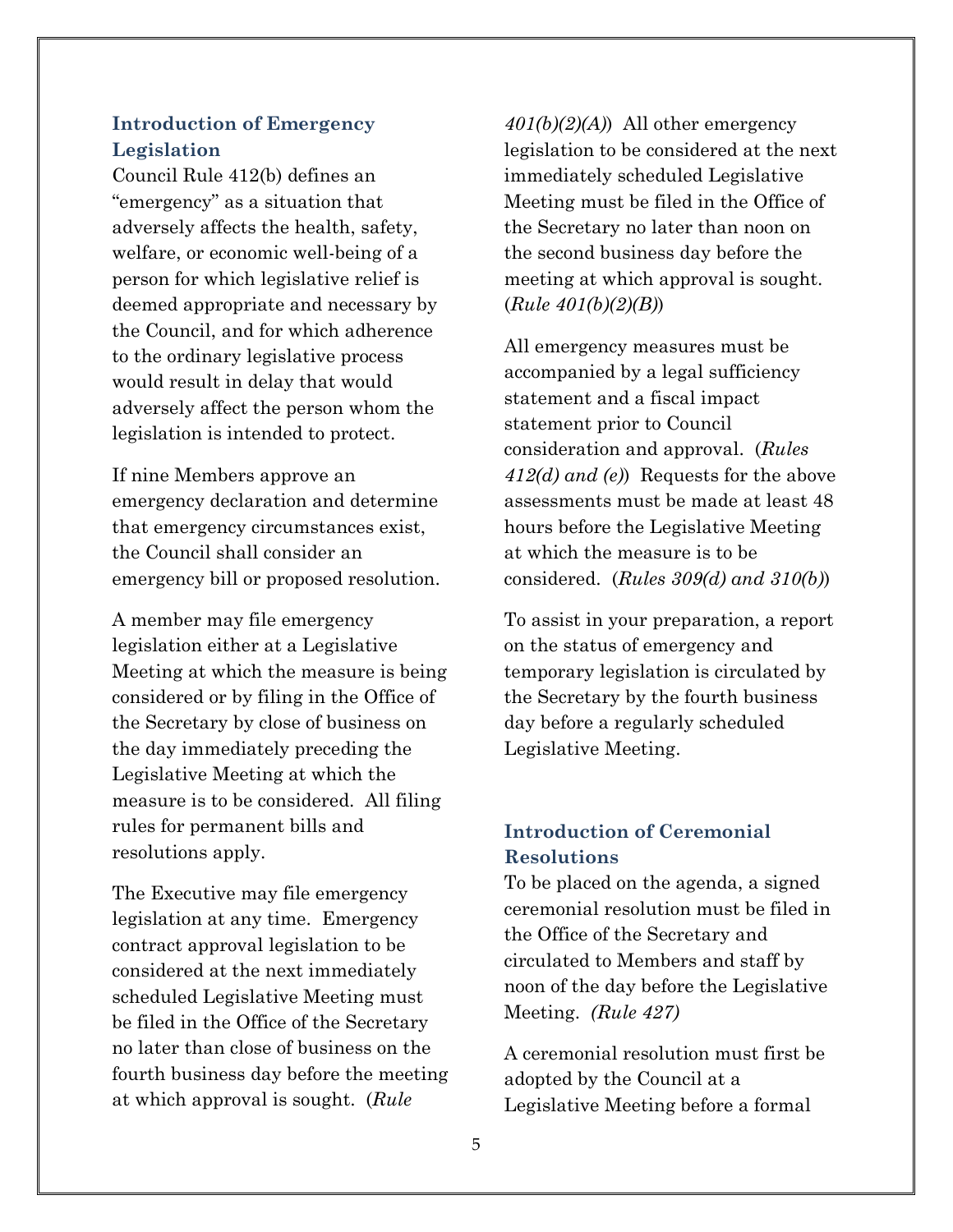### Introduction of Emergency Legislation

Council Rule 412(b) defines an "emergency" as a situation that adversely affects the health, safety, welfare, or economic well-being of a person for which legislative relief is deemed appropriate and necessary by the Council, and for which adherence to the ordinary legislative process would result in delay that would adversely affect the person whom the legislation is intended to protect.

If nine Members approve an emergency declaration and determine that emergency circumstances exist, the Council shall consider an emergency bill or proposed resolution.

A member may file emergency legislation either at a Legislative Meeting at which the measure is being considered or by filing in the Office of the Secretary by close of business on the day immediately preceding the Legislative Meeting at which the measure is to be considered. All filing rules for permanent bills and resolutions apply.

The Executive may file emergency legislation at any time. Emergency contract approval legislation to be considered at the next immediately scheduled Legislative Meeting must be filed in the Office of the Secretary no later than close of business on the fourth business day before the meeting at which approval is sought. (*Rule 401(b)(2)(A)*) All other emergency legislation to be considered at the next immediately scheduled Legislative Meeting must be filed in the Office of the Secretary no later than noon on the second business day before the meeting at which approval is sought. (*Rule 401(b)(2)(B)*)

All emergency measures must be accompanied by a legal sufficiency statement and a fiscal impact statement prior to Council consideration and approval. (*Rules 412(d) and (e)*) Requests for the above assessments must be made at least 48 hours before the Legislative Meeting at which the measure is to be considered. (*Rules 309(d) and 310(b)*)

To assist in your preparation, a report on the status of emergency and temporary legislation is circulated by the Secretary by the fourth business day before a regularly scheduled Legislative Meeting.

### Introduction of Ceremonial Resolutions

To be placed on the agenda, a signed ceremonial resolution must be filed in the Office of the Secretary and circulated to Members and staff by noon of the day before the Legislative Meeting. *(Rule 427)*

A ceremonial resolution must first be adopted by the Council at a Legislative Meeting before a formal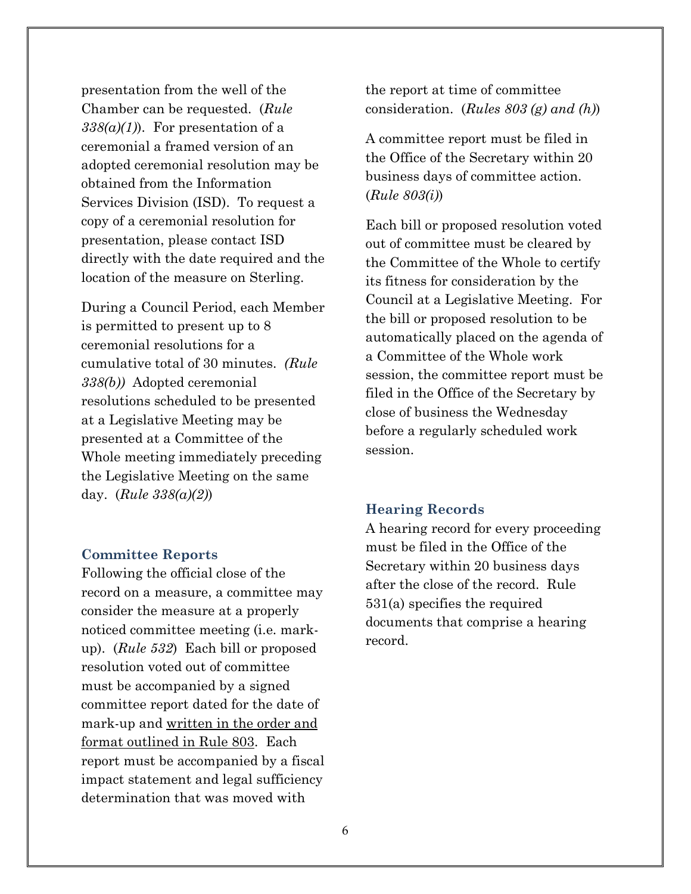presentation from the well of the Chamber can be requested. (*Rule 338(a)(1)*). For presentation of a ceremonial a framed version of an adopted ceremonial resolution may be obtained from the Information Services Division (ISD). To request a copy of a ceremonial resolution for presentation, please contact ISD directly with the date required and the location of the measure on Sterling.

During a Council Period, each Member is permitted to present up to 8 ceremonial resolutions for a cumulative total of 30 minutes. *(Rule 338(b))* Adopted ceremonial resolutions scheduled to be presented at a Legislative Meeting may be presented at a Committee of the Whole meeting immediately preceding the Legislative Meeting on the same day. (*Rule 338(a)(2)*)

### Committee Reports

Following the official close of the record on a measure, a committee may consider the measure at a properly noticed committee meeting (i.e. mark-up). (*Rule 532*) Each bill or proposed resolution voted out of committee must be accompanied by a signed committee report dated for the date of mark-up and <u>written in the order and format outlined in Rule 803</u>. Each report must be accompanied by a fiscal impact statement and legal sufficiency determination that was moved with the report at time of committee consideration. (*Rules 803 (g) and (h)*)

A committee report must be filed in the Office of the Secretary within 20 business days of committee action. (*Rule 803(i)*)

Each bill or proposed resolution voted out of committee must be cleared by the Committee of the Whole to certify its fitness for consideration by the Council at a Legislative Meeting. For the bill or proposed resolution to be automatically placed on the agenda of a Committee of the Whole work session, the committee report must be filed in the Office of the Secretary by close of business the Wednesday before a regularly scheduled work session.

### Hearing Records

A hearing record for every proceeding must be filed in the Office of the Secretary within 20 business days after the close of the record. Rule 531(a) specifies the required documents that comprise a hearing record.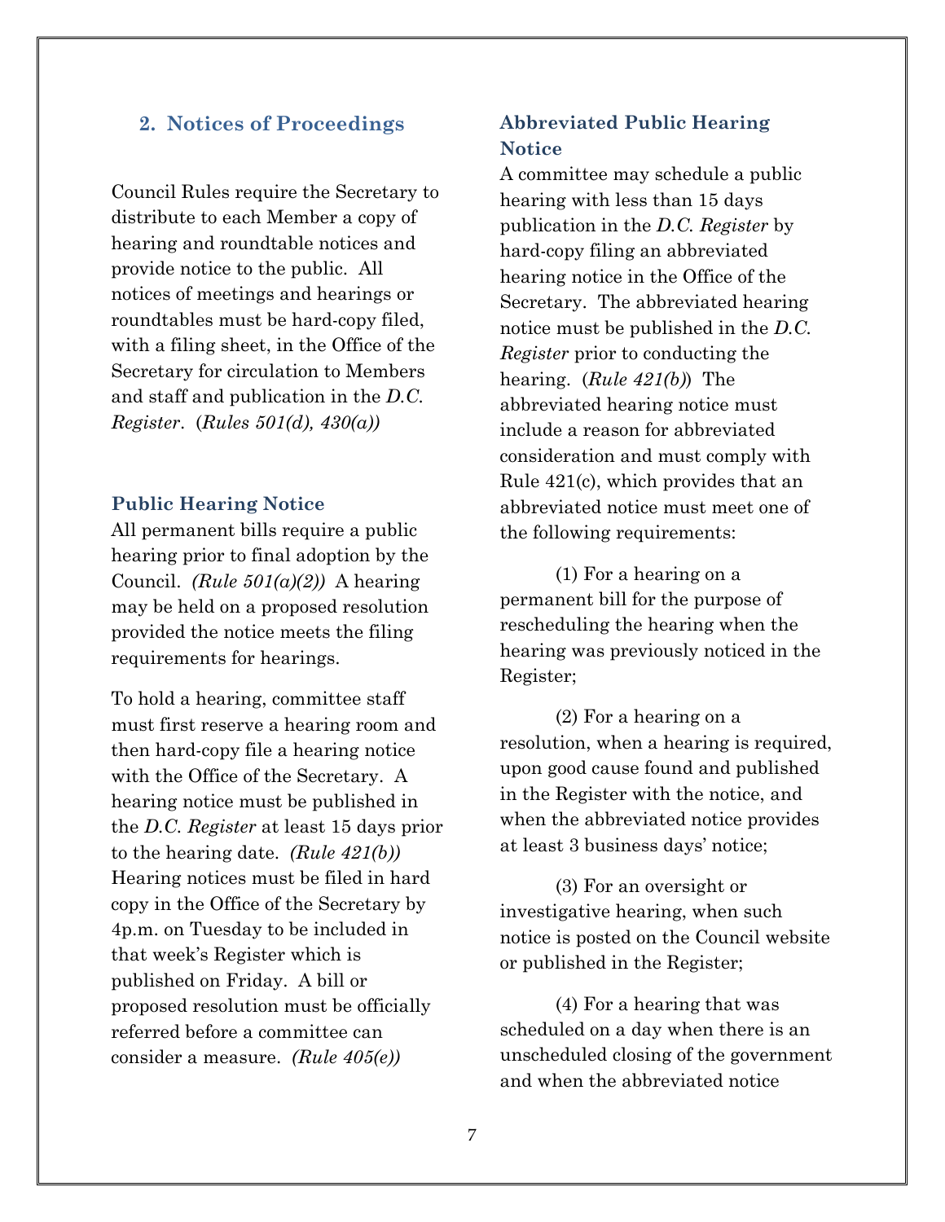## 2. Notices of Proceedings

Council Rules require the Secretary to distribute to each Member a copy of hearing and roundtable notices and provide notice to the public. All notices of meetings and hearings or roundtables must be hard-copy filed, with a filing sheet, in the Office of the Secretary for circulation to Members and staff and publication in the *D.C. Register*. (*Rules 501(d), 430(a))*

### Public Hearing Notice

All permanent bills require a public hearing prior to final adoption by the Council. *(Rule 501(a)(2))* A hearing may be held on a proposed resolution provided the notice meets the filing requirements for hearings.

To hold a hearing, committee staff must first reserve a hearing room and then hard-copy file a hearing notice with the Office of the Secretary. A hearing notice must be published in the *D.C. Register* at least 15 days prior to the hearing date. *(Rule 421(b))* Hearing notices must be filed in hard copy in the Office of the Secretary by 4p.m. on Tuesday to be included in that week's Register which is published on Friday. A bill or proposed resolution must be officially referred before a committee can consider a measure. *(Rule 405(e))*

### Abbreviated Public Hearing Notice

A committee may schedule a public hearing with less than 15 days publication in the *D.C. Register* by hard-copy filing an abbreviated hearing notice in the Office of the Secretary. The abbreviated hearing notice must be published in the *D.C. Register* prior to conducting the hearing. (*Rule 421(b)*) The abbreviated hearing notice must include a reason for abbreviated consideration and must comply with Rule 421(c), which provides that an abbreviated notice must meet one of the following requirements:

(1) For a hearing on a permanent bill for the purpose of rescheduling the hearing when the hearing was previously noticed in the Register;

(2) For a hearing on a resolution, when a hearing is required, upon good cause found and published in the Register with the notice, and when the abbreviated notice provides at least 3 business days' notice;

(3) For an oversight or investigative hearing, when such notice is posted on the Council website or published in the Register;

(4) For a hearing that was scheduled on a day when there is an unscheduled closing of the government and when the abbreviated notice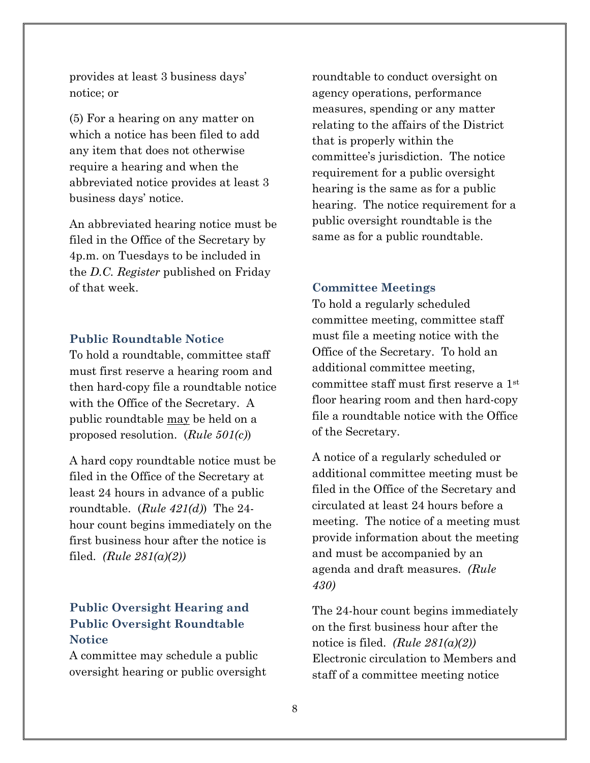provides at least 3 business days' notice; or

(5) For a hearing on any matter on which a notice has been filed to add any item that does not otherwise require a hearing and when the abbreviated notice provides at least 3 business days' notice.

An abbreviated hearing notice must be filed in the Office of the Secretary by 4p.m. on Tuesdays to be included in the *D.C. Register* published on Friday of that week.

### Public Roundtable Notice

To hold a roundtable, committee staff must first reserve a hearing room and then hard-copy file a roundtable notice with the Office of the Secretary. A public roundtable <u>may</u> be held on a proposed resolution. (*Rule 501(c)*)

A hard copy roundtable notice must be filed in the Office of the Secretary at least 24 hours in advance of a public roundtable. (*Rule 421(d)*) The 24-hour count begins immediately on the first business hour after the notice is filed. *(Rule 281(a)(2))*

### Public Oversight Hearing and Public Oversight Roundtable Notice

A committee may schedule a public oversight hearing or public oversight roundtable to conduct oversight on agency operations, performance measures, spending or any matter relating to the affairs of the District that is properly within the committee's jurisdiction. The notice requirement for a public oversight hearing is the same as for a public hearing. The notice requirement for a public oversight roundtable is the same as for a public roundtable.

### Committee Meetings

To hold a regularly scheduled committee meeting, committee staff must file a meeting notice with the Office of the Secretary. To hold an additional committee meeting, committee staff must first reserve a 1st floor hearing room and then hard-copy file a roundtable notice with the Office of the Secretary.

A notice of a regularly scheduled or additional committee meeting must be filed in the Office of the Secretary and circulated at least 24 hours before a meeting. The notice of a meeting must provide information about the meeting and must be accompanied by an agenda and draft measures. *(Rule 430)*

The 24-hour count begins immediately on the first business hour after the notice is filed. *(Rule 281(a)(2))* Electronic circulation to Members and staff of a committee meeting notice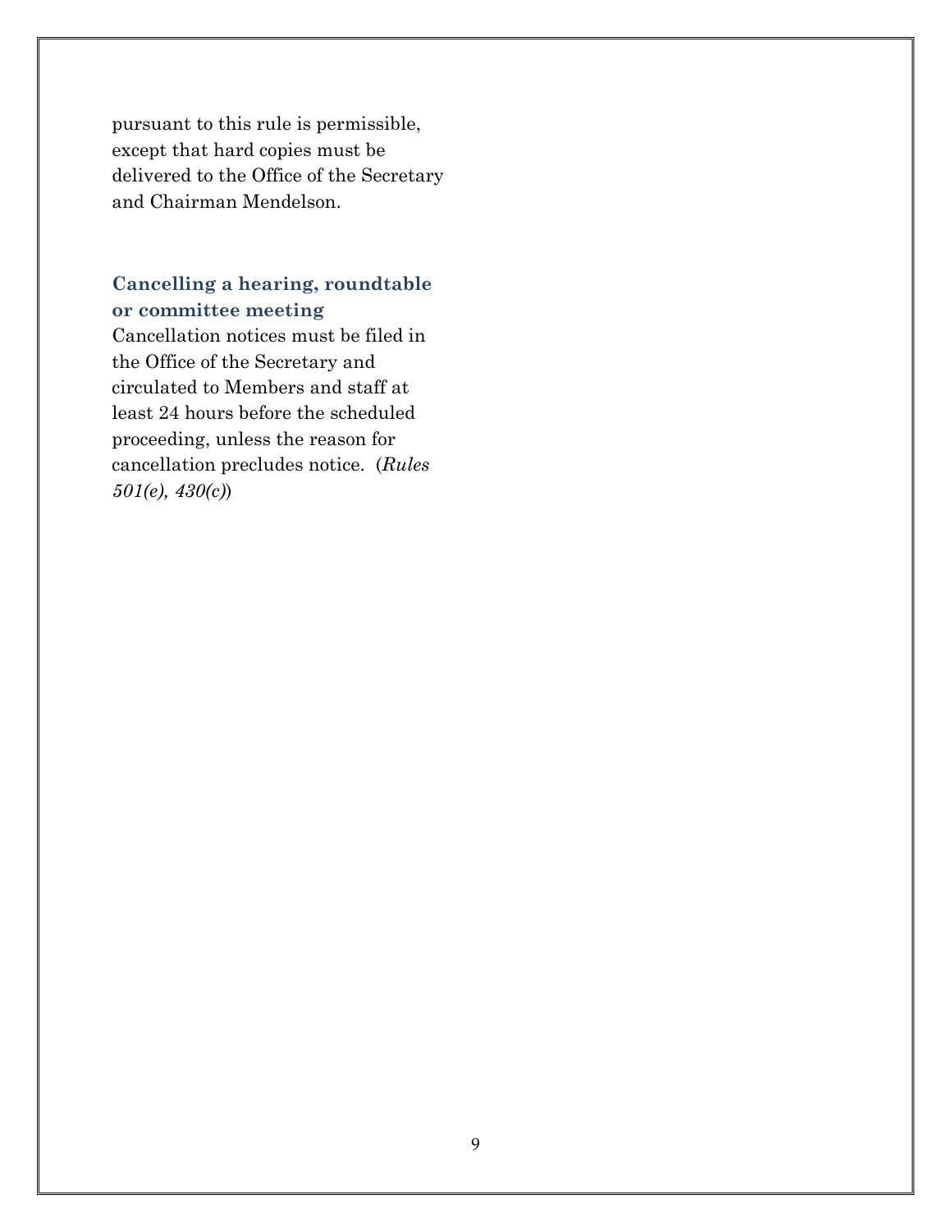pursuant to this rule is permissible, except that hard copies must be delivered to the Office of the Secretary and Chairman Mendelson.

### Cancelling a hearing, roundtable or committee meeting

Cancellation notices must be filed in the Office of the Secretary and circulated to Members and staff at least 24 hours before the scheduled proceeding, unless the reason for cancellation precludes notice. (*Rules 501(e), 430(c)*)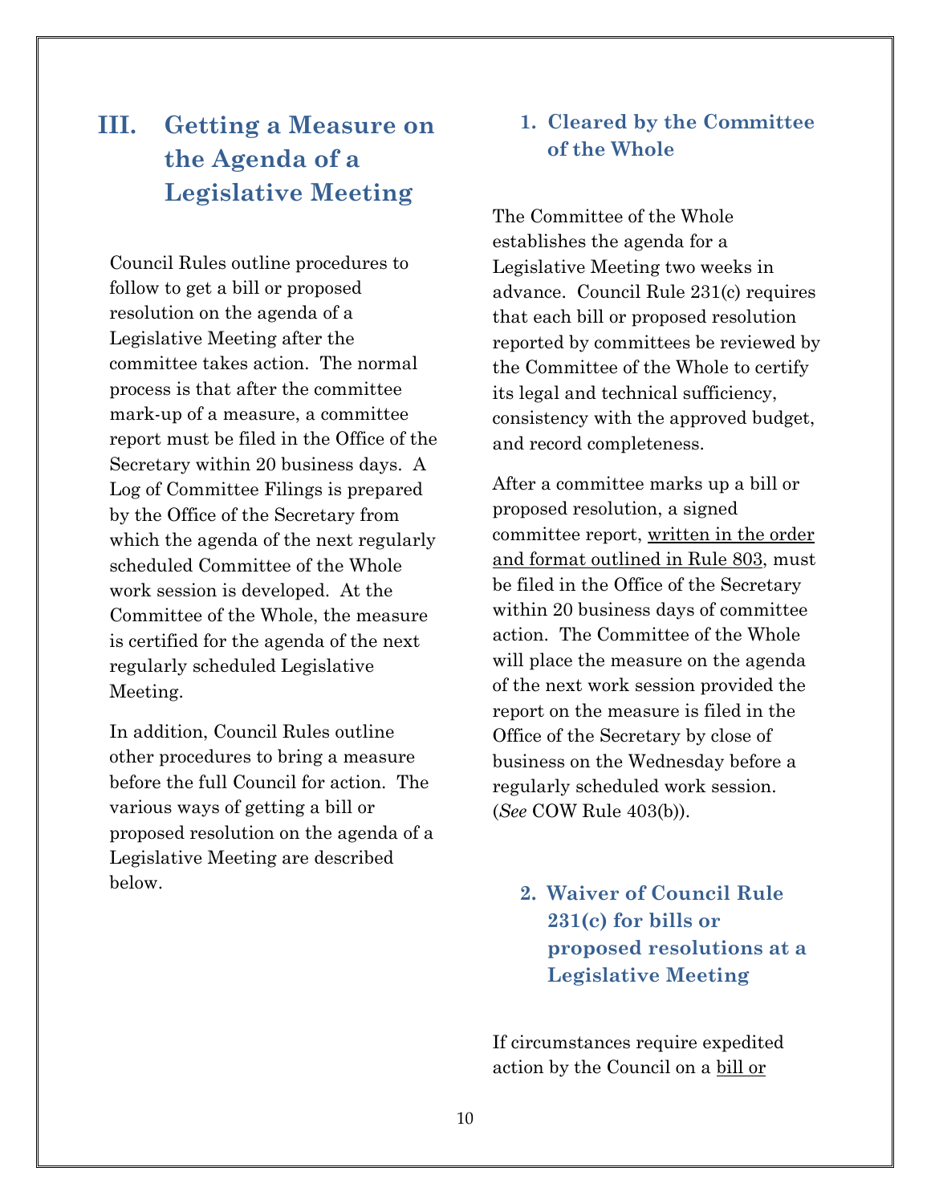# III. Getting a Measure on the Agenda of a Legislative Meeting

Council Rules outline procedures to follow to get a bill or proposed resolution on the agenda of a Legislative Meeting after the committee takes action. The normal process is that after the committee mark-up of a measure, a committee report must be filed in the Office of the Secretary within 20 business days. A Log of Committee Filings is prepared by the Office of the Secretary from which the agenda of the next regularly scheduled Committee of the Whole work session is developed. At the Committee of the Whole, the measure is certified for the agenda of the next regularly scheduled Legislative Meeting.

In addition, Council Rules outline other procedures to bring a measure before the full Council for action. The various ways of getting a bill or proposed resolution on the agenda of a Legislative Meeting are described below.

## 1. Cleared by the Committee of the Whole

The Committee of the Whole establishes the agenda for a Legislative Meeting two weeks in advance. Council Rule 231(c) requires that each bill or proposed resolution reported by committees be reviewed by the Committee of the Whole to certify its legal and technical sufficiency, consistency with the approved budget, and record completeness.

After a committee marks up a bill or proposed resolution, a signed committee report, <u>written in the order and format outlined in Rule 803</u>, must be filed in the Office of the Secretary within 20 business days of committee action. The Committee of the Whole will place the measure on the agenda of the next work session provided the report on the measure is filed in the Office of the Secretary by close of business on the Wednesday before a regularly scheduled work session. (*See* COW Rule 403(b)).

## 2. Waiver of Council Rule 231(c) for bills or proposed resolutions at a Legislative Meeting

If circumstances require expedited action by the Council on a <u>bill or</u>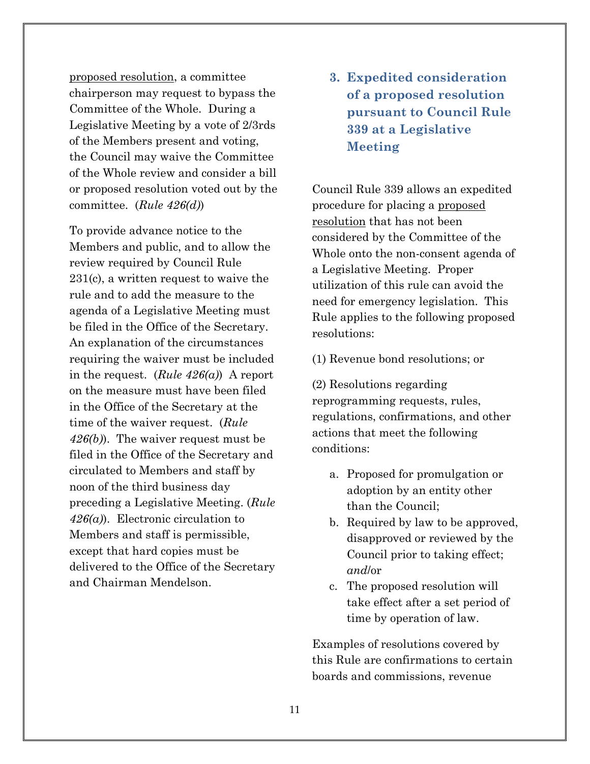<u>proposed resolution</u>, a committee chairperson may request to bypass the Committee of the Whole. During a Legislative Meeting by a vote of 2/3rds of the Members present and voting, the Council may waive the Committee of the Whole review and consider a bill or proposed resolution voted out by the committee. (*Rule 426(d)*)

To provide advance notice to the Members and public, and to allow the review required by Council Rule 231(c), a written request to waive the rule and to add the measure to the agenda of a Legislative Meeting must be filed in the Office of the Secretary. An explanation of the circumstances requiring the waiver must be included in the request. (*Rule 426(a)*) A report on the measure must have been filed in the Office of the Secretary at the time of the waiver request. (*Rule 426(b)*). The waiver request must be filed in the Office of the Secretary and circulated to Members and staff by noon of the third business day preceding a Legislative Meeting. (*Rule 426(a)*). Electronic circulation to Members and staff is permissible, except that hard copies must be delivered to the Office of the Secretary and Chairman Mendelson.

### 3. Expedited consideration of a proposed resolution pursuant to Council Rule 339 at a Legislative Meeting

Council Rule 339 allows an expedited procedure for placing a <u>proposed resolution</u> that has not been considered by the Committee of the Whole onto the non-consent agenda of a Legislative Meeting. Proper utilization of this rule can avoid the need for emergency legislation. This Rule applies to the following proposed resolutions:

(1) Revenue bond resolutions; or

(2) Resolutions regarding reprogramming requests, rules, regulations, confirmations, and other actions that meet the following conditions:

a. Proposed for promulgation or adoption by an entity other than the Council;
b. Required by law to be approved, disapproved or reviewed by the Council prior to taking effect; *and*/or
c. The proposed resolution will take effect after a set period of time by operation of law.

Examples of resolutions covered by this Rule are confirmations to certain boards and commissions, revenue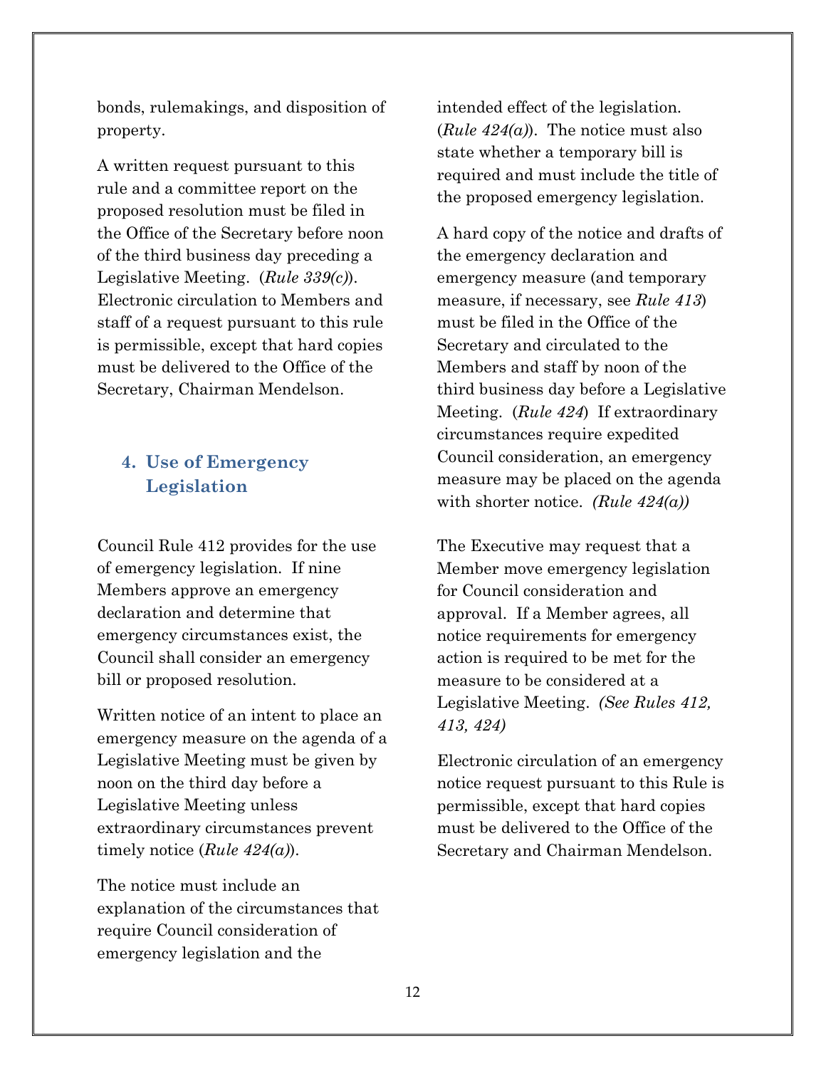bonds, rulemakings, and disposition of property.

A written request pursuant to this rule and a committee report on the proposed resolution must be filed in the Office of the Secretary before noon of the third business day preceding a Legislative Meeting. (*Rule 339(c)*). Electronic circulation to Members and staff of a request pursuant to this rule is permissible, except that hard copies must be delivered to the Office of the Secretary, Chairman Mendelson.

## 4. Use of Emergency Legislation

Council Rule 412 provides for the use of emergency legislation. If nine Members approve an emergency declaration and determine that emergency circumstances exist, the Council shall consider an emergency bill or proposed resolution.

Written notice of an intent to place an emergency measure on the agenda of a Legislative Meeting must be given by noon on the third day before a Legislative Meeting unless extraordinary circumstances prevent timely notice (*Rule 424(a)*).

The notice must include an explanation of the circumstances that require Council consideration of emergency legislation and the intended effect of the legislation. (*Rule 424(a)*). The notice must also state whether a temporary bill is required and must include the title of the proposed emergency legislation.

A hard copy of the notice and drafts of the emergency declaration and emergency measure (and temporary measure, if necessary, see *Rule 413*) must be filed in the Office of the Secretary and circulated to the Members and staff by noon of the third business day before a Legislative Meeting. (*Rule 424*) If extraordinary circumstances require expedited Council consideration, an emergency measure may be placed on the agenda with shorter notice. *(Rule 424(a))*

The Executive may request that a Member move emergency legislation for Council consideration and approval. If a Member agrees, all notice requirements for emergency action is required to be met for the measure to be considered at a Legislative Meeting. *(See Rules 412, 413, 424)*

Electronic circulation of an emergency notice request pursuant to this Rule is permissible, except that hard copies must be delivered to the Office of the Secretary and Chairman Mendelson.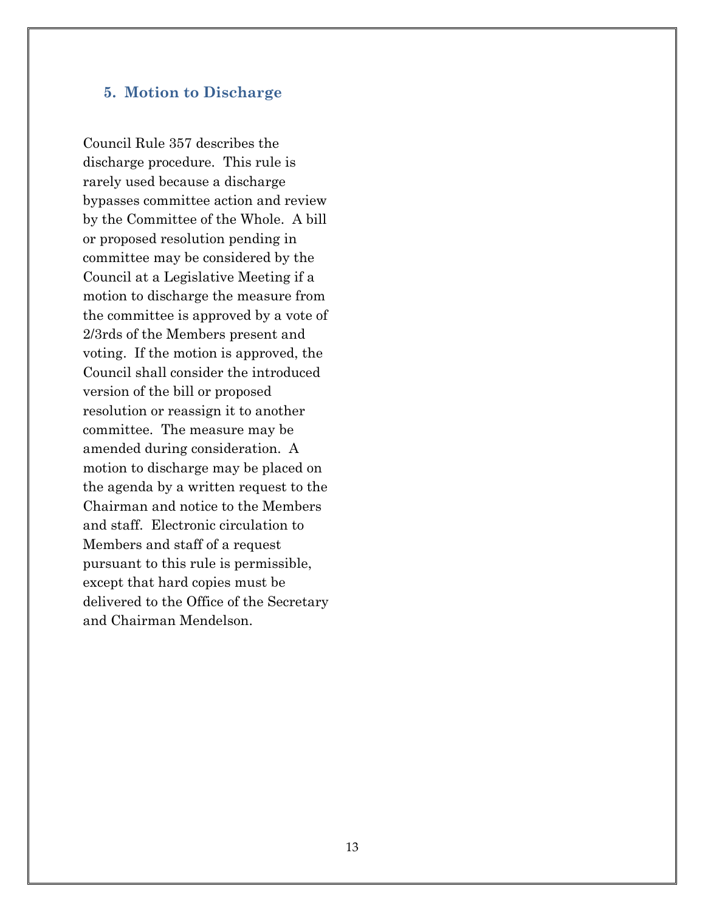### 5. Motion to Discharge

Council Rule 357 describes the discharge procedure. This rule is rarely used because a discharge bypasses committee action and review by the Committee of the Whole. A bill or proposed resolution pending in committee may be considered by the Council at a Legislative Meeting if a motion to discharge the measure from the committee is approved by a vote of 2/3rds of the Members present and voting. If the motion is approved, the Council shall consider the introduced version of the bill or proposed resolution or reassign it to another committee. The measure may be amended during consideration. A motion to discharge may be placed on the agenda by a written request to the Chairman and notice to the Members and staff. Electronic circulation to Members and staff of a request pursuant to this rule is permissible, except that hard copies must be delivered to the Office of the Secretary and Chairman Mendelson.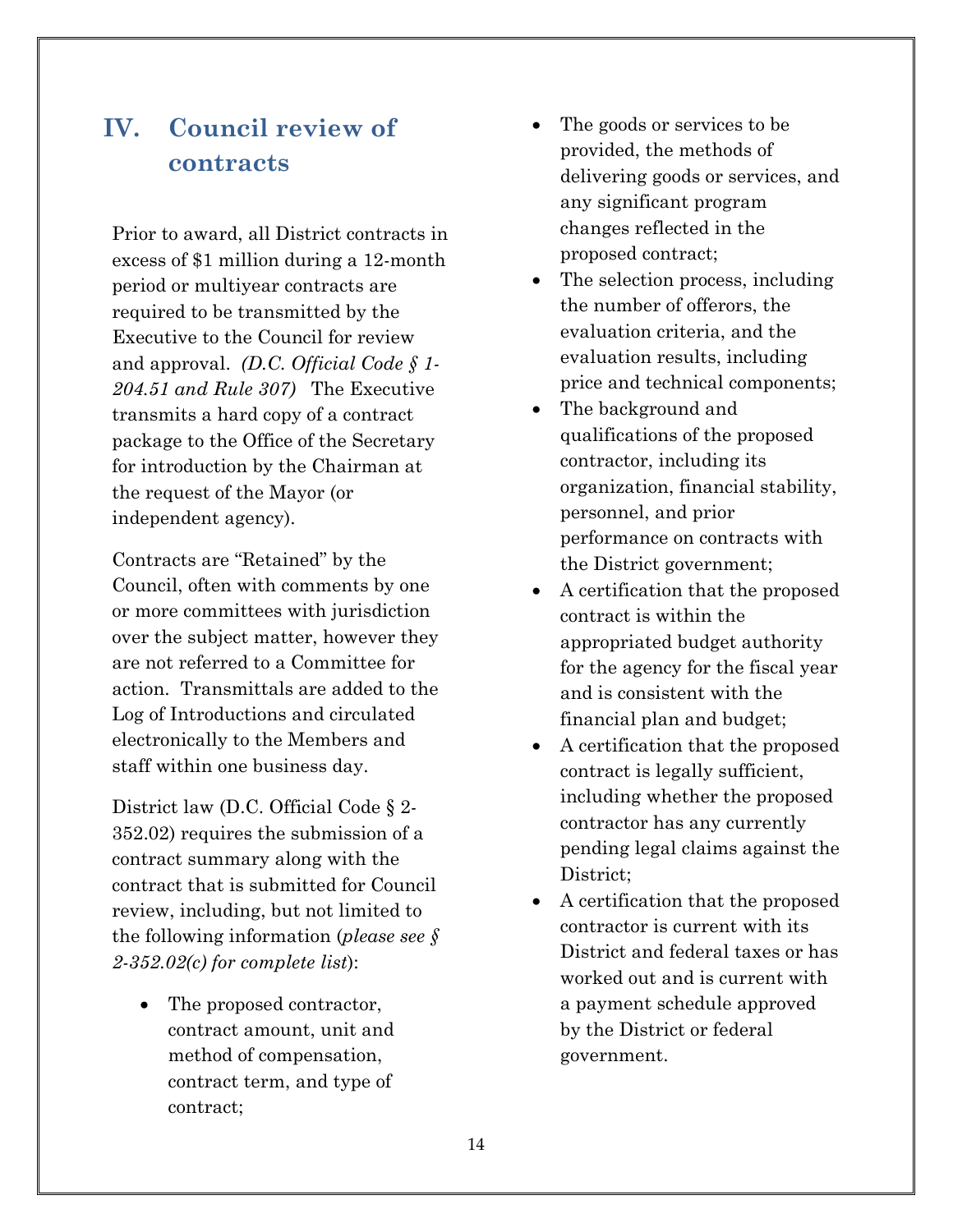## IV. Council review of contracts

Prior to award, all District contracts in excess of $1 million during a 12-month period or multiyear contracts are required to be transmitted by the Executive to the Council for review and approval. *(D.C. Official Code § 1-204.51 and Rule 307)* The Executive transmits a hard copy of a contract package to the Office of the Secretary for introduction by the Chairman at the request of the Mayor (or independent agency).

Contracts are "Retained" by the Council, often with comments by one or more committees with jurisdiction over the subject matter, however they are not referred to a Committee for action. Transmittals are added to the Log of Introductions and circulated electronically to the Members and staff within one business day.

District law (D.C. Official Code § 2-352.02) requires the submission of a contract summary along with the contract that is submitted for Council review, including, but not limited to the following information (*please see § 2-352.02(c) for complete list*):

- The proposed contractor, contract amount, unit and method of compensation, contract term, and type of contract;
- The goods or services to be provided, the methods of delivering goods or services, and any significant program changes reflected in the proposed contract;
- The selection process, including the number of offerors, the evaluation criteria, and the evaluation results, including price and technical components;
- The background and qualifications of the proposed contractor, including its organization, financial stability, personnel, and prior performance on contracts with the District government;
- A certification that the proposed contract is within the appropriated budget authority for the agency for the fiscal year and is consistent with the financial plan and budget;
- A certification that the proposed contract is legally sufficient, including whether the proposed contractor has any currently pending legal claims against the District;
- A certification that the proposed contractor is current with its District and federal taxes or has worked out and is current with a payment schedule approved by the District or federal government.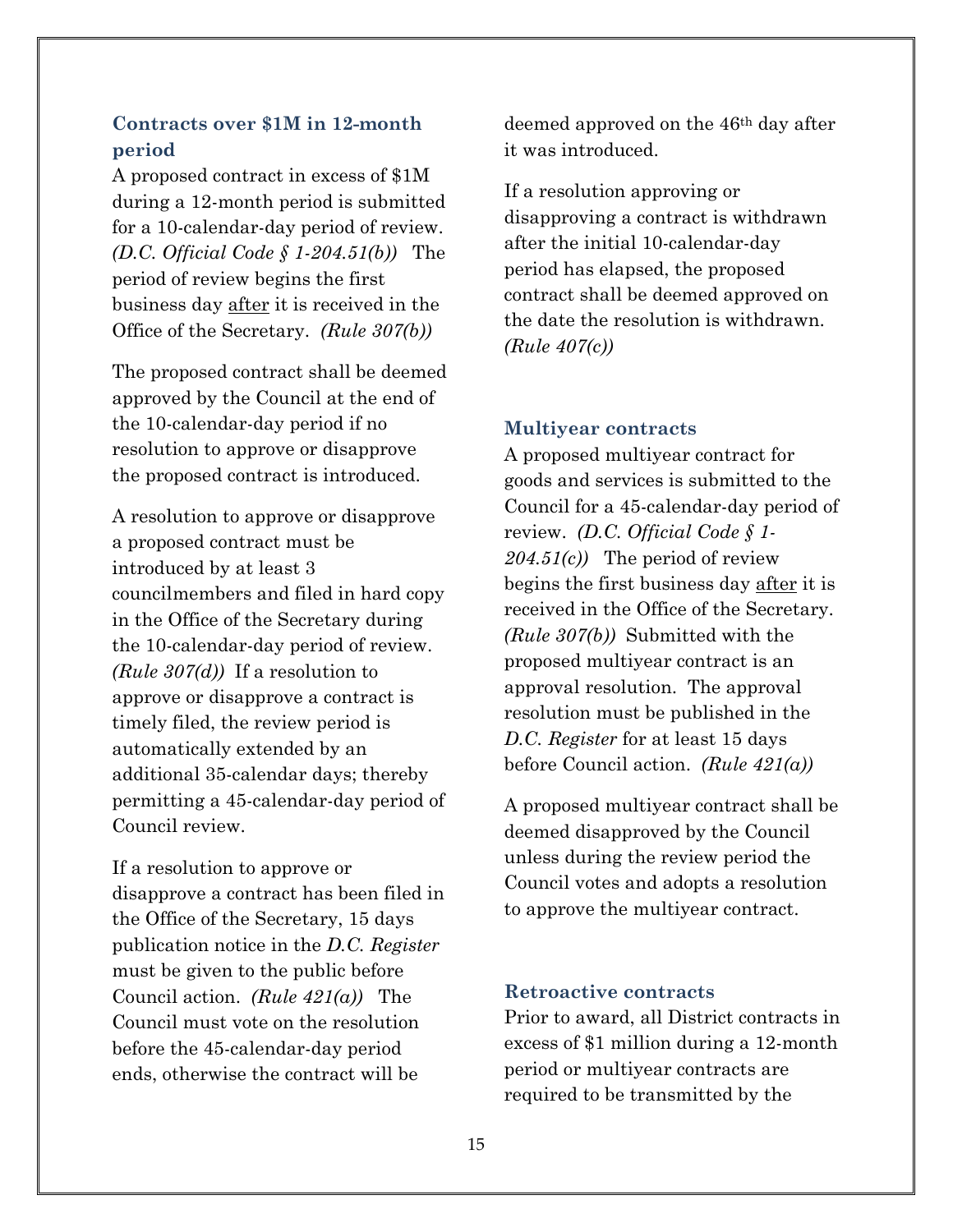### Contracts over $1M in 12-month period

A proposed contract in excess of $1M during a 12-month period is submitted for a 10-calendar-day period of review. *(D.C. Official Code § 1-204.51(b))* The period of review begins the first business day <u>after</u> it is received in the Office of the Secretary. *(Rule 307(b))*

The proposed contract shall be deemed approved by the Council at the end of the 10-calendar-day period if no resolution to approve or disapprove the proposed contract is introduced.

A resolution to approve or disapprove a proposed contract must be introduced by at least 3 councilmembers and filed in hard copy in the Office of the Secretary during the 10-calendar-day period of review. *(Rule 307(d))* If a resolution to approve or disapprove a contract is timely filed, the review period is automatically extended by an additional 35-calendar days; thereby permitting a 45-calendar-day period of Council review.

If a resolution to approve or disapprove a contract has been filed in the Office of the Secretary, 15 days publication notice in the *D.C. Register* must be given to the public before Council action. *(Rule 421(a))* The Council must vote on the resolution before the 45-calendar-day period ends, otherwise the contract will be deemed approved on the 46th day after it was introduced.

If a resolution approving or disapproving a contract is withdrawn after the initial 10-calendar-day period has elapsed, the proposed contract shall be deemed approved on the date the resolution is withdrawn. *(Rule 407(c))*

### Multiyear contracts

A proposed multiyear contract for goods and services is submitted to the Council for a 45-calendar-day period of review. *(D.C. Official Code § 1-204.51(c))* The period of review begins the first business day <u>after</u> it is received in the Office of the Secretary. *(Rule 307(b))* Submitted with the proposed multiyear contract is an approval resolution. The approval resolution must be published in the *D.C. Register* for at least 15 days before Council action. *(Rule 421(a))*

A proposed multiyear contract shall be deemed disapproved by the Council unless during the review period the Council votes and adopts a resolution to approve the multiyear contract.

### Retroactive contracts

Prior to award, all District contracts in excess of $1 million during a 12-month period or multiyear contracts are required to be transmitted by the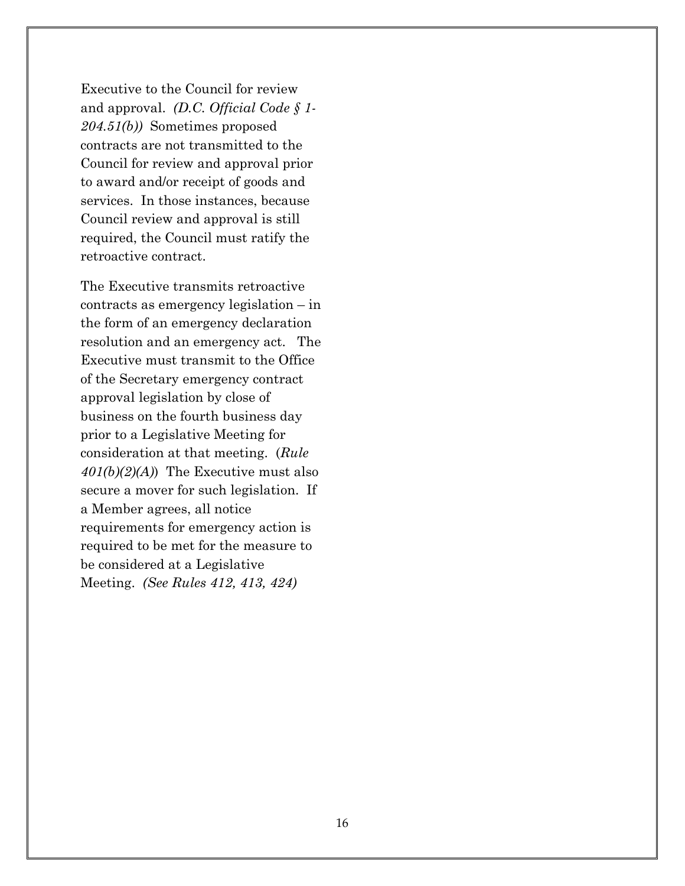Executive to the Council for review and approval. *(D.C. Official Code § 1-204.51(b))* Sometimes proposed contracts are not transmitted to the Council for review and approval prior to award and/or receipt of goods and services. In those instances, because Council review and approval is still required, the Council must ratify the retroactive contract.

The Executive transmits retroactive contracts as emergency legislation – in the form of an emergency declaration resolution and an emergency act. The Executive must transmit to the Office of the Secretary emergency contract approval legislation by close of business on the fourth business day prior to a Legislative Meeting for consideration at that meeting. (*Rule 401(b)(2)(A)*) The Executive must also secure a mover for such legislation. If a Member agrees, all notice requirements for emergency action is required to be met for the measure to be considered at a Legislative Meeting. *(See Rules 412, 413, 424)*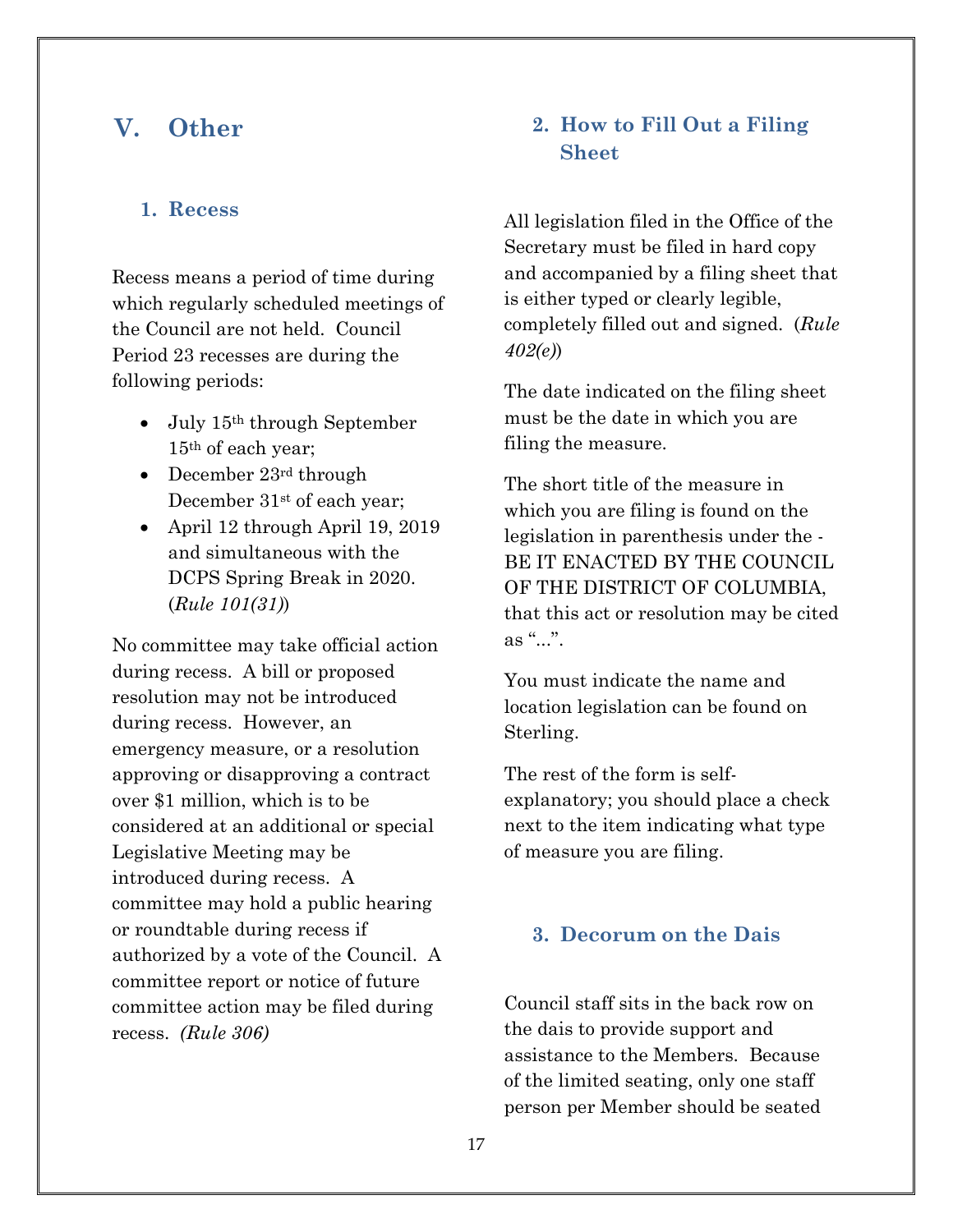# V. Other

## 1. Recess

Recess means a period of time during which regularly scheduled meetings of the Council are not held. Council Period 23 recesses are during the following periods:

- July 15th through September 15th of each year;
- December 23rd through December 31st of each year;
- April 12 through April 19, 2019 and simultaneous with the DCPS Spring Break in 2020. (*Rule 101(31)*)

No committee may take official action during recess. A bill or proposed resolution may not be introduced during recess. However, an emergency measure, or a resolution approving or disapproving a contract over $1 million, which is to be considered at an additional or special Legislative Meeting may be introduced during recess. A committee may hold a public hearing or roundtable during recess if authorized by a vote of the Council. A committee report or notice of future committee action may be filed during recess. *(Rule 306)*

## 2. How to Fill Out a Filing Sheet

All legislation filed in the Office of the Secretary must be filed in hard copy and accompanied by a filing sheet that is either typed or clearly legible, completely filled out and signed. (*Rule 402(e)*)

The date indicated on the filing sheet must be the date in which you are filing the measure.

The short title of the measure in which you are filing is found on the legislation in parenthesis under the - BE IT ENACTED BY THE COUNCIL OF THE DISTRICT OF COLUMBIA, that this act or resolution may be cited as "...".

You must indicate the name and location legislation can be found on Sterling.

The rest of the form is self-explanatory; you should place a check next to the item indicating what type of measure you are filing.

## 3. Decorum on the Dais

Council staff sits in the back row on the dais to provide support and assistance to the Members. Because of the limited seating, only one staff person per Member should be seated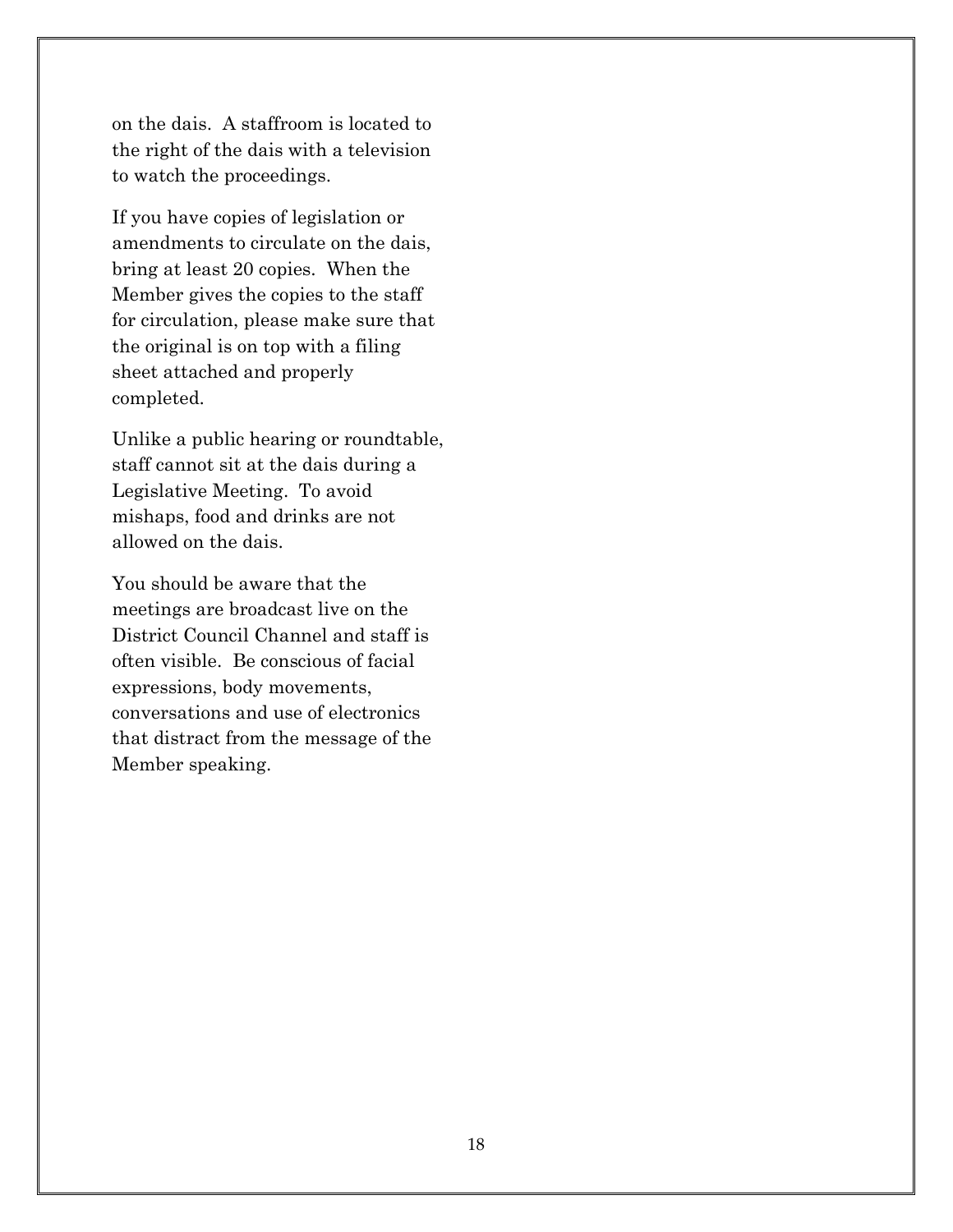on the dais. A staffroom is located to the right of the dais with a television to watch the proceedings.

If you have copies of legislation or amendments to circulate on the dais, bring at least 20 copies. When the Member gives the copies to the staff for circulation, please make sure that the original is on top with a filing sheet attached and properly completed.

Unlike a public hearing or roundtable, staff cannot sit at the dais during a Legislative Meeting. To avoid mishaps, food and drinks are not allowed on the dais.

You should be aware that the meetings are broadcast live on the District Council Channel and staff is often visible. Be conscious of facial expressions, body movements, conversations and use of electronics that distract from the message of the Member speaking.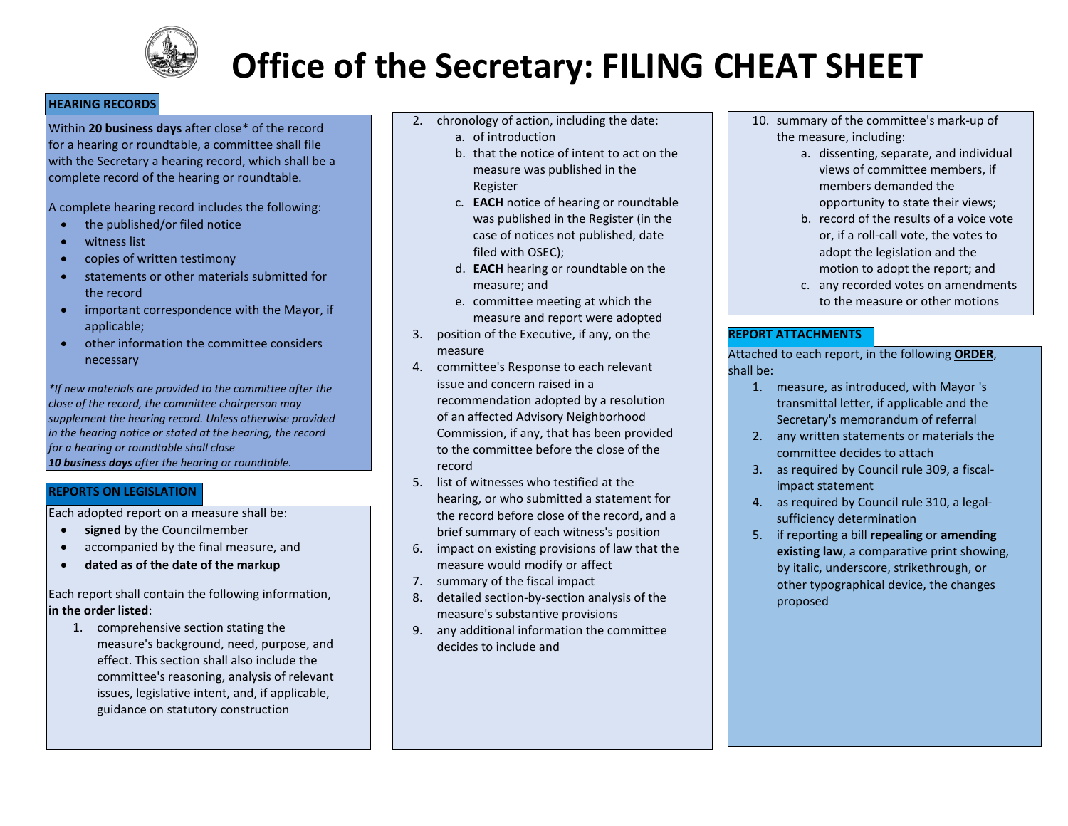# Office of the Secretary: FILING CHEAT SHEET

## HEARING RECORDS

Within **20 business days** after close* of the record for a hearing or roundtable, a committee shall file with the Secretary a hearing record, which shall be a complete record of the hearing or roundtable.

A complete hearing record includes the following:

- the published/or filed notice
- witness list
- copies of written testimony
- statements or other materials submitted for the record
- important correspondence with the Mayor, if applicable;
- other information the committee considers necessary

*\*If new materials are provided to the committee after the close of the record, the committee chairperson may supplement the hearing record. Unless otherwise provided in the hearing notice or stated at the hearing, the record for a hearing or roundtable shall close* ***10 business days*** *after the hearing or roundtable.*

## REPORTS ON LEGISLATION

Each adopted report on a measure shall be:

- **signed** by the Councilmember
- accompanied by the final measure, and
- **dated as of the date of the markup**

Each report shall contain the following information, **in the order listed**:

1. comprehensive section stating the measure's background, need, purpose, and effect. This section shall also include the committee's reasoning, analysis of relevant issues, legislative intent, and, if applicable, guidance on statutory construction
2. chronology of action, including the date:
   a. of introduction
   b. that the notice of intent to act on the measure was published in the Register
   c. **EACH** notice of hearing or roundtable was published in the Register (in the case of notices not published, date filed with OSEC);
   d. **EACH** hearing or roundtable on the measure; and
   e. committee meeting at which the measure and report were adopted
3. position of the Executive, if any, on the measure
4. committee's Response to each relevant issue and concern raised in a recommendation adopted by a resolution of an affected Advisory Neighborhood Commission, if any, that has been provided to the committee before the close of the record
5. list of witnesses who testified at the hearing, or who submitted a statement for the record before close of the record, and a brief summary of each witness's position
6. impact on existing provisions of law that the measure would modify or affect
7. summary of the fiscal impact
8. detailed section-by-section analysis of the measure's substantive provisions
9. any additional information the committee decides to include and
10. summary of the committee's mark-up of the measure, including:
    a. dissenting, separate, and individual views of committee members, if members demanded the opportunity to state their views;
    b. record of the results of a voice vote or, if a roll-call vote, the votes to adopt the legislation and the motion to adopt the report; and
    c. any recorded votes on amendments to the measure or other motions

## REPORT ATTACHMENTS

Attached to each report, in the following **ORDER**, shall be:

1. measure, as introduced, with Mayor 's transmittal letter, if applicable and the Secretary's memorandum of referral
2. any written statements or materials the committee decides to attach
3. as required by Council rule 309, a fiscal-impact statement
4. as required by Council rule 310, a legal-sufficiency determination
5. if reporting a bill **repealing** or **amending existing law**, a comparative print showing, by italic, underscore, strikethrough, or other typographical device, the changes proposed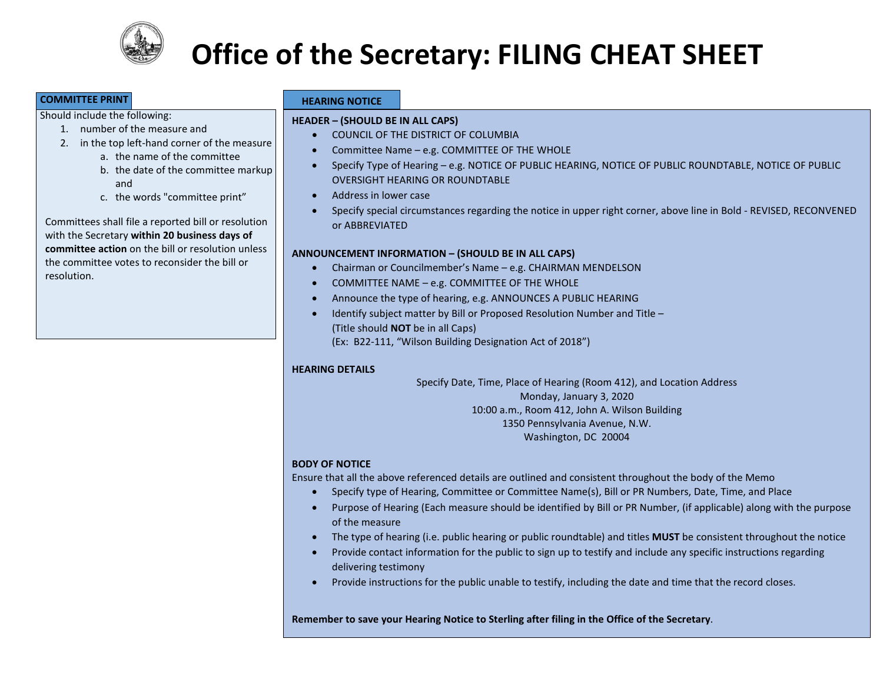# Office of the Secretary: FILING CHEAT SHEET

## COMMITTEE PRINT

Should include the following:

1. number of the measure and
2. in the top left-hand corner of the measure
   a. the name of the committee
   b. the date of the committee markup and
   c. the words "committee print"

Committees shall file a reported bill or resolution with the Secretary **within 20 business days of committee action** on the bill or resolution unless the committee votes to reconsider the bill or resolution.

## HEARING NOTICE

**HEADER – (SHOULD BE IN ALL CAPS)**

- COUNCIL OF THE DISTRICT OF COLUMBIA
- Committee Name – e.g. COMMITTEE OF THE WHOLE
- Specify Type of Hearing – e.g. NOTICE OF PUBLIC HEARING, NOTICE OF PUBLIC ROUNDTABLE, NOTICE OF PUBLIC OVERSIGHT HEARING OR ROUNDTABLE
- Address in lower case
- Specify special circumstances regarding the notice in upper right corner, above line in Bold - REVISED, RECONVENED or ABBREVIATED

**ANNOUNCEMENT INFORMATION – (SHOULD BE IN ALL CAPS)**

- Chairman or Councilmember's Name – e.g. CHAIRMAN MENDELSON
- COMMITTEE NAME – e.g. COMMITTEE OF THE WHOLE
- Announce the type of hearing, e.g. ANNOUNCES A PUBLIC HEARING
- Identify subject matter by Bill or Proposed Resolution Number and Title –
  (Title should **NOT** be in all Caps)
  (Ex: B22-111, "Wilson Building Designation Act of 2018")

**HEARING DETAILS**

Specify Date, Time, Place of Hearing (Room 412), and Location Address
Monday, January 3, 2020
10:00 a.m., Room 412, John A. Wilson Building
1350 Pennsylvania Avenue, N.W.
Washington, DC 20004

**BODY OF NOTICE**

Ensure that all the above referenced details are outlined and consistent throughout the body of the Memo

- Specify type of Hearing, Committee or Committee Name(s), Bill or PR Numbers, Date, Time, and Place
- Purpose of Hearing (Each measure should be identified by Bill or PR Number, (if applicable) along with the purpose of the measure
- The type of hearing (i.e. public hearing or public roundtable) and titles **MUST** be consistent throughout the notice
- Provide contact information for the public to sign up to testify and include any specific instructions regarding delivering testimony
- Provide instructions for the public unable to testify, including the date and time that the record closes.

**Remember to save your Hearing Notice to Sterling after filing in the Office of the Secretary**.